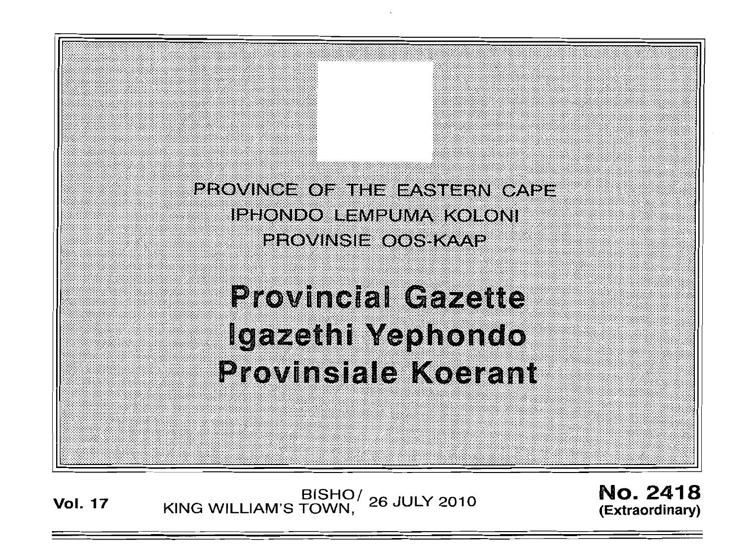PROVINCE OF THE EASTERN CAPE
IPHONDO LEMPUMA KOLONI
PROVINSIE OOS-KAAP

# Provincial Gazette
# Igazethi Yephondo
# Provinsiale Koerant

**Vol. 17** BISHO/ KING WILLIAM'S TOWN, 26 JULY 2010 **No. 2418 (Extraordinary)**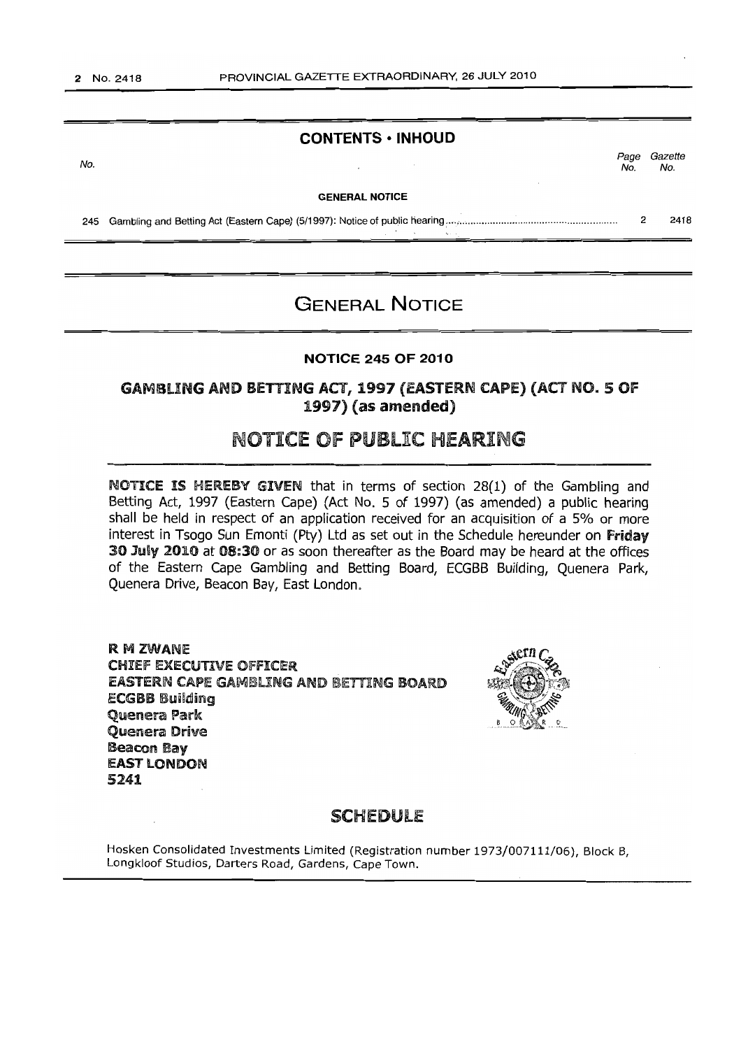## CONTENTS • INHOUD

| No. | | Page No. | Gazette No. |
|---|---|---|---|
| | **GENERAL NOTICE** | | |
| 245 | Gambling and Betting Act (Eastern Cape) (5/1997): Notice of public hearing | 2 | 2418 |

# GENERAL NOTICE

## NOTICE 245 OF 2010

## GAMBLING AND BETTING ACT, 1997 (EASTERN CAPE) (ACT NO. 5 OF 1997) (as amended)

## NOTICE OF PUBLIC HEARING

**NOTICE IS HEREBY GIVEN** that in terms of section 28(1) of the Gambling and Betting Act, 1997 (Eastern Cape) (Act No. 5 of 1997) (as amended) a public hearing shall be held in respect of an application received for an acquisition of a 5% or more interest in Tsogo Sun Emonti (Pty) Ltd as set out in the Schedule hereunder on **Friday 30 July 2010** at **08:30** or as soon thereafter as the Board may be heard at the offices of the Eastern Cape Gambling and Betting Board, ECGBB Building, Quenera Park, Quenera Drive, Beacon Bay, East London.

**R M ZWANE**
**CHIEF EXECUTIVE OFFICER**
**EASTERN CAPE GAMBLING AND BETTING BOARD**
**ECGBB Building**
**Quenera Park**
**Quenera Drive**
**Beacon Bay**
**EAST LONDON**
**5241**

## SCHEDULE

Hosken Consolidated Investments Limited (Registration number 1973/007111/06), Block B, Longkloof Studios, Darters Road, Gardens, Cape Town.